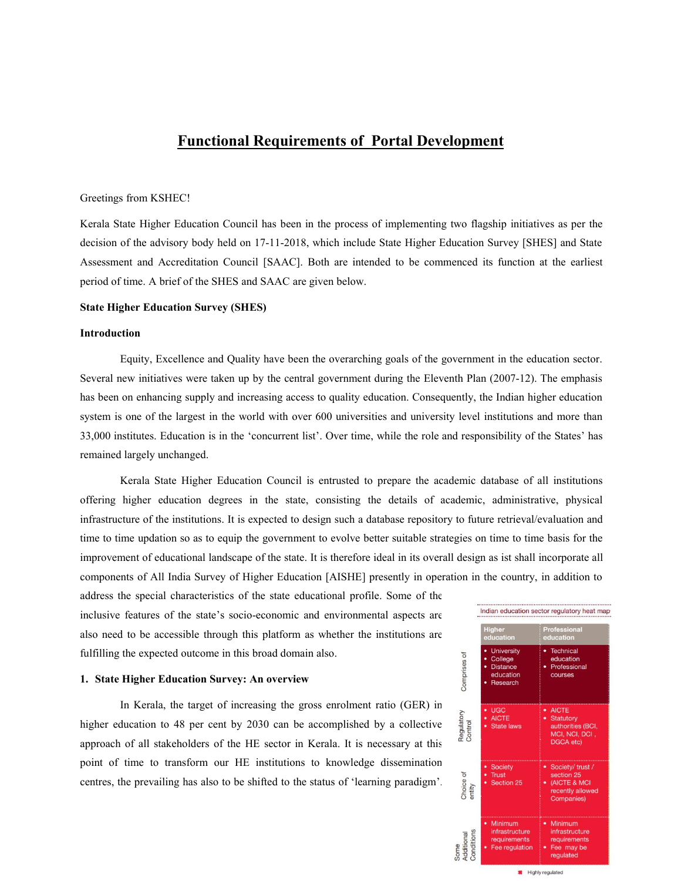# Functional Requirements of Portal Development

Greetings from KSHEC!

Kerala State Higher Education Council has been in the process of implementing two flagship initiatives as per the decision of the advisory body held on 17-11-2018, which include State Higher Education Survey [SHES] and State Assessment and Accreditation Council [SAAC]. Both are intended to be commenced its function at the earliest period of time. A brief of the SHES and SAAC are given below.

**State Higher Education Survey (SHES)**

**Introduction**

Equity, Excellence and Quality have been the overarching goals of the government in the education sector. Several new initiatives were taken up by the central government during the Eleventh Plan (2007-12). The emphasis has been on enhancing supply and increasing access to quality education. Consequently, the Indian higher education system is one of the largest in the world with over 600 universities and university level institutions and more than 33,000 institutes. Education is in the 'concurrent list'. Over time, while the role and responsibility of the States' has remained largely unchanged.

Kerala State Higher Education Council is entrusted to prepare the academic database of all institutions offering higher education degrees in the state, consisting the details of academic, administrative, physical infrastructure of the institutions. It is expected to design such a database repository to future retrieval/evaluation and time to time updation so as to equip the government to evolve better suitable strategies on time to time basis for the improvement of educational landscape of the state. It is therefore ideal in its overall design as ist shall incorporate all components of All India Survey of Higher Education [AISHE] presently in operation in the country, in addition to address the special characteristics of the state educational profile. Some of the inclusive features of the state's socio-economic and environmental aspects are also need to be accessible through this platform as whether the institutions are fulfilling the expected outcome in this broad domain also.

**1. State Higher Education Survey: An overview**

In Kerala, the target of increasing the gross enrolment ratio (GER) in higher education to 48 per cent by 2030 can be accomplished by a collective approach of all stakeholders of the HE sector in Kerala. It is necessary at this point of time to transform our HE institutions to knowledge dissemination centres, the prevailing has also to be shifted to the status of 'learning paradigm'.

Indian education sector regulatory heat map

| | Higher education | Professional education |
|---|---|---|
| Comprises of | • University<br>• College<br>• Distance education<br>• Research | • Technical education<br>• Professional courses |
| Regulatory Control | • UGC<br>• AICTE<br>• State laws | • AICTE<br>• Statutory authorities (BCI, MCI, NCI, DCI, DGCA etc) |
| Choice of entity | • Society<br>• Trust<br>• Section 25 | • Society/ trust / section 25<br>• (AICTE & MCI recently allowed Companies) |
| Some Additional Conditions | • Minimum infrastructure requirements<br>• Fee regulation | • Minimum infrastructure requirements<br>• Fee may be regulated |

Highly regulated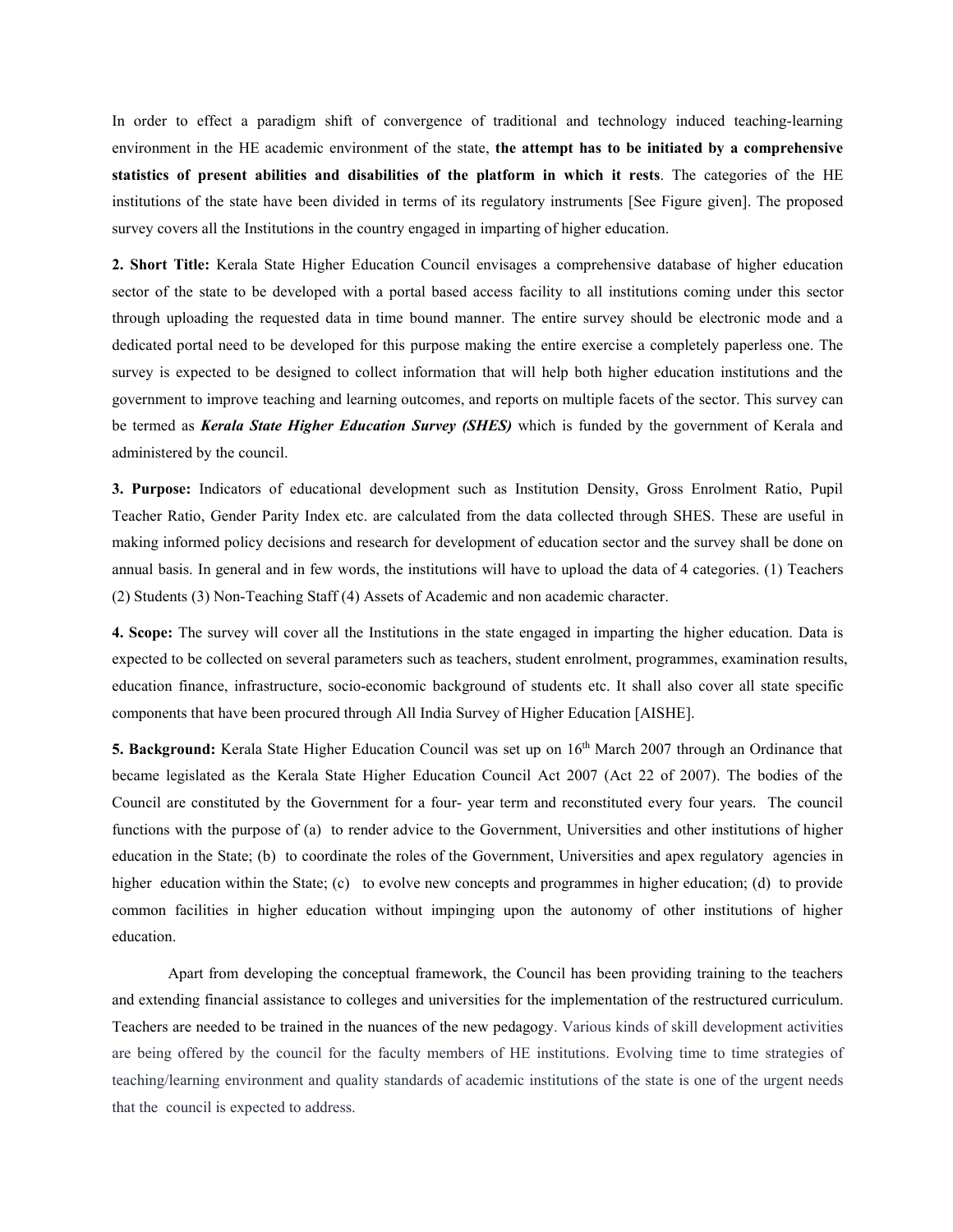In order to effect a paradigm shift of convergence of traditional and technology induced teaching-learning environment in the HE academic environment of the state, **the attempt has to be initiated by a comprehensive statistics of present abilities and disabilities of the platform in which it rests**. The categories of the HE institutions of the state have been divided in terms of its regulatory instruments [See Figure given]. The proposed survey covers all the Institutions in the country engaged in imparting of higher education.

**2. Short Title:** Kerala State Higher Education Council envisages a comprehensive database of higher education sector of the state to be developed with a portal based access facility to all institutions coming under this sector through uploading the requested data in time bound manner. The entire survey should be electronic mode and a dedicated portal need to be developed for this purpose making the entire exercise a completely paperless one. The survey is expected to be designed to collect information that will help both higher education institutions and the government to improve teaching and learning outcomes, and reports on multiple facets of the sector. This survey can be termed as ***Kerala State Higher Education Survey (SHES)*** which is funded by the government of Kerala and administered by the council.

**3. Purpose:** Indicators of educational development such as Institution Density, Gross Enrolment Ratio, Pupil Teacher Ratio, Gender Parity Index etc. are calculated from the data collected through SHES. These are useful in making informed policy decisions and research for development of education sector and the survey shall be done on annual basis. In general and in few words, the institutions will have to upload the data of 4 categories. (1) Teachers (2) Students (3) Non-Teaching Staff (4) Assets of Academic and non academic character.

**4. Scope:** The survey will cover all the Institutions in the state engaged in imparting the higher education. Data is expected to be collected on several parameters such as teachers, student enrolment, programmes, examination results, education finance, infrastructure, socio-economic background of students etc. It shall also cover all state specific components that have been procured through All India Survey of Higher Education [AISHE].

**5. Background:** Kerala State Higher Education Council was set up on 16th March 2007 through an Ordinance that became legislated as the Kerala State Higher Education Council Act 2007 (Act 22 of 2007). The bodies of the Council are constituted by the Government for a four- year term and reconstituted every four years. The council functions with the purpose of (a) to render advice to the Government, Universities and other institutions of higher education in the State; (b) to coordinate the roles of the Government, Universities and apex regulatory agencies in higher education within the State; (c) to evolve new concepts and programmes in higher education; (d) to provide common facilities in higher education without impinging upon the autonomy of other institutions of higher education.

Apart from developing the conceptual framework, the Council has been providing training to the teachers and extending financial assistance to colleges and universities for the implementation of the restructured curriculum. Teachers are needed to be trained in the nuances of the new pedagogy. Various kinds of skill development activities are being offered by the council for the faculty members of HE institutions. Evolving time to time strategies of teaching/learning environment and quality standards of academic institutions of the state is one of the urgent needs that the council is expected to address.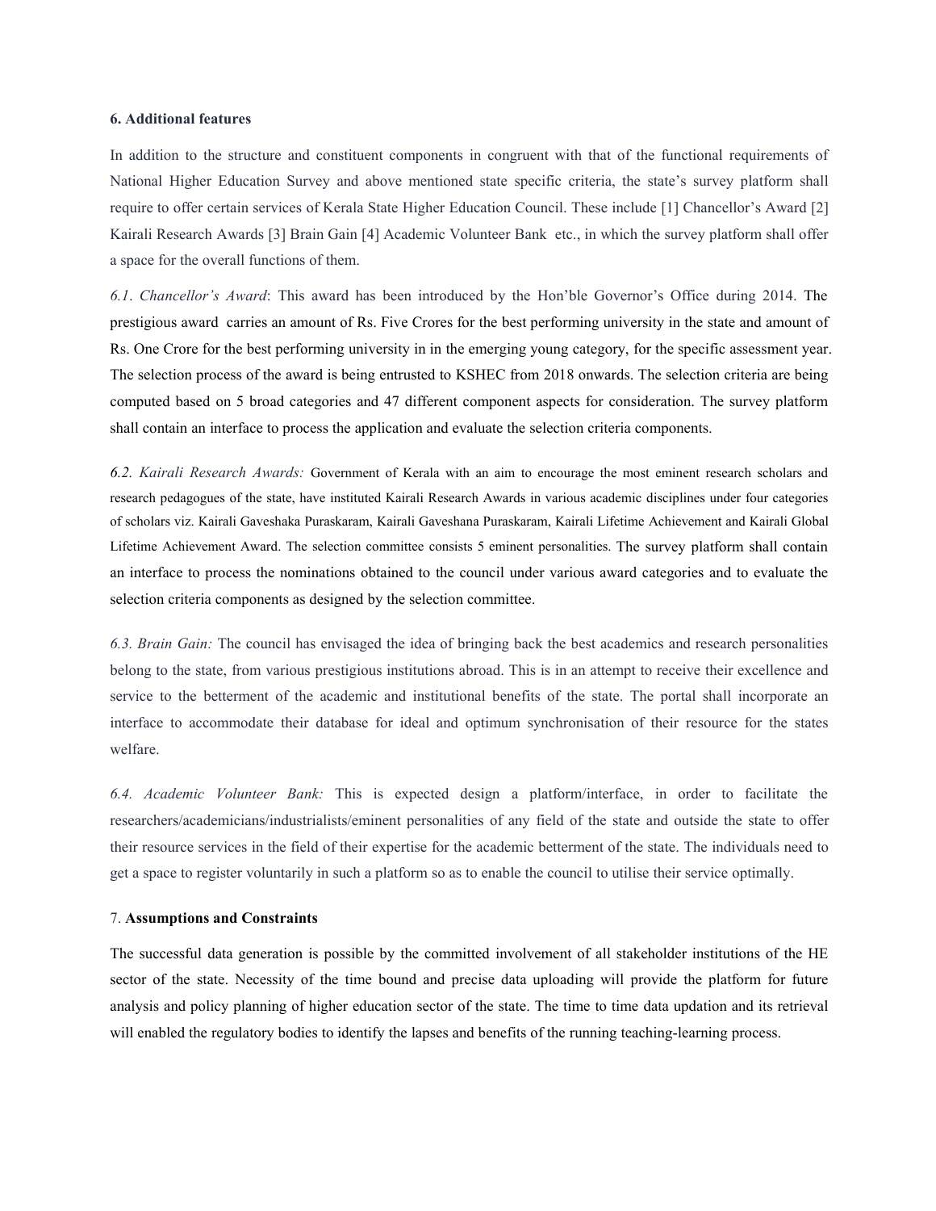**6. Additional features**

In addition to the structure and constituent components in congruent with that of the functional requirements of National Higher Education Survey and above mentioned state specific criteria, the state's survey platform shall require to offer certain services of Kerala State Higher Education Council. These include [1] Chancellor's Award [2] Kairali Research Awards [3] Brain Gain [4] Academic Volunteer Bank etc., in which the survey platform shall offer a space for the overall functions of them.

*6.1. Chancellor's Award*: This award has been introduced by the Hon'ble Governor's Office during 2014. The prestigious award carries an amount of Rs. Five Crores for the best performing university in the state and amount of Rs. One Crore for the best performing university in in the emerging young category, for the specific assessment year. The selection process of the award is being entrusted to KSHEC from 2018 onwards. The selection criteria are being computed based on 5 broad categories and 47 different component aspects for consideration. The survey platform shall contain an interface to process the application and evaluate the selection criteria components.

*6.2. Kairali Research Awards:* Government of Kerala with an aim to encourage the most eminent research scholars and research pedagogues of the state, have instituted Kairali Research Awards in various academic disciplines under four categories of scholars viz. Kairali Gaveshaka Puraskaram, Kairali Gaveshana Puraskaram, Kairali Lifetime Achievement and Kairali Global Lifetime Achievement Award. The selection committee consists 5 eminent personalities. The survey platform shall contain an interface to process the nominations obtained to the council under various award categories and to evaluate the selection criteria components as designed by the selection committee.

*6.3. Brain Gain:* The council has envisaged the idea of bringing back the best academics and research personalities belong to the state, from various prestigious institutions abroad. This is in an attempt to receive their excellence and service to the betterment of the academic and institutional benefits of the state. The portal shall incorporate an interface to accommodate their database for ideal and optimum synchronisation of their resource for the states welfare.

*6.4. Academic Volunteer Bank:* This is expected design a platform/interface, in order to facilitate the researchers/academicians/industrialists/eminent personalities of any field of the state and outside the state to offer their resource services in the field of their expertise for the academic betterment of the state. The individuals need to get a space to register voluntarily in such a platform so as to enable the council to utilise their service optimally.

7. **Assumptions and Constraints**

The successful data generation is possible by the committed involvement of all stakeholder institutions of the HE sector of the state. Necessity of the time bound and precise data uploading will provide the platform for future analysis and policy planning of higher education sector of the state. The time to time data updation and its retrieval will enabled the regulatory bodies to identify the lapses and benefits of the running teaching-learning process.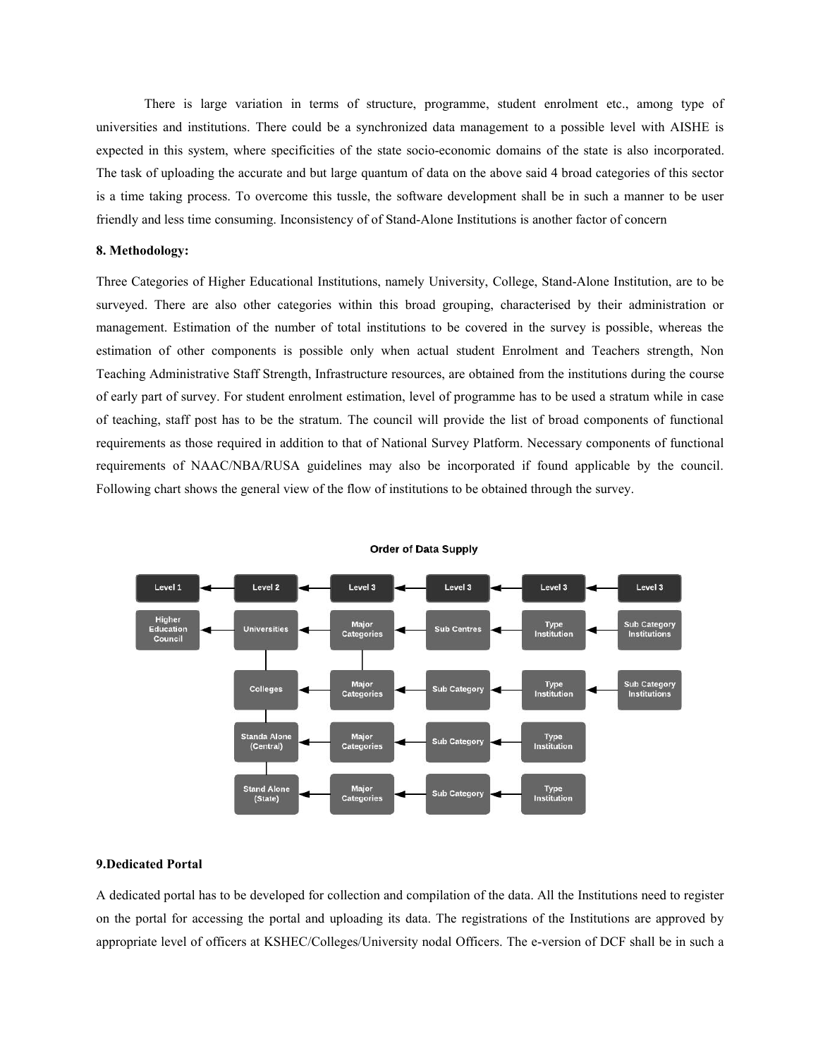There is large variation in terms of structure, programme, student enrolment etc., among type of universities and institutions. There could be a synchronized data management to a possible level with AISHE is expected in this system, where specificities of the state socio-economic domains of the state is also incorporated. The task of uploading the accurate and but large quantum of data on the above said 4 broad categories of this sector is a time taking process. To overcome this tussle, the software development shall be in such a manner to be user friendly and less time consuming. Inconsistency of of Stand-Alone Institutions is another factor of concern

**8. Methodology:**

Three Categories of Higher Educational Institutions, namely University, College, Stand-Alone Institution, are to be surveyed. There are also other categories within this broad grouping, characterised by their administration or management. Estimation of the number of total institutions to be covered in the survey is possible, whereas the estimation of other components is possible only when actual student Enrolment and Teachers strength, Non Teaching Administrative Staff Strength, Infrastructure resources, are obtained from the institutions during the course of early part of survey. For student enrolment estimation, level of programme has to be used a stratum while in case of teaching, staff post has to be the stratum. The council will provide the list of broad components of functional requirements as those required in addition to that of National Survey Platform. Necessary components of functional requirements of NAAC/NBA/RUSA guidelines may also be incorporated if found applicable by the council. Following chart shows the general view of the flow of institutions to be obtained through the survey.

**Order of Data Supply**

| Level 1 | Level 2 | Level 3 | Level 3 | Level 3 | Level 3 |
|---|---|---|---|---|---|
| Higher Education Council | Universities | Major Categories | Sub Centres | Type Institution | Sub Category Institutions |
| | Colleges | Major Categories | Sub Category | Type Institution | Sub Category Institutions |
| | Standa Alone (Central) | Major Categories | Sub Category | Type Institution | |
| | Stand Alone (State) | Major Categories | Sub Category | Type Institution | |

**9.Dedicated Portal**

A dedicated portal has to be developed for collection and compilation of the data. All the Institutions need to register on the portal for accessing the portal and uploading its data. The registrations of the Institutions are approved by appropriate level of officers at KSHEC/Colleges/University nodal Officers. The e-version of DCF shall be in such a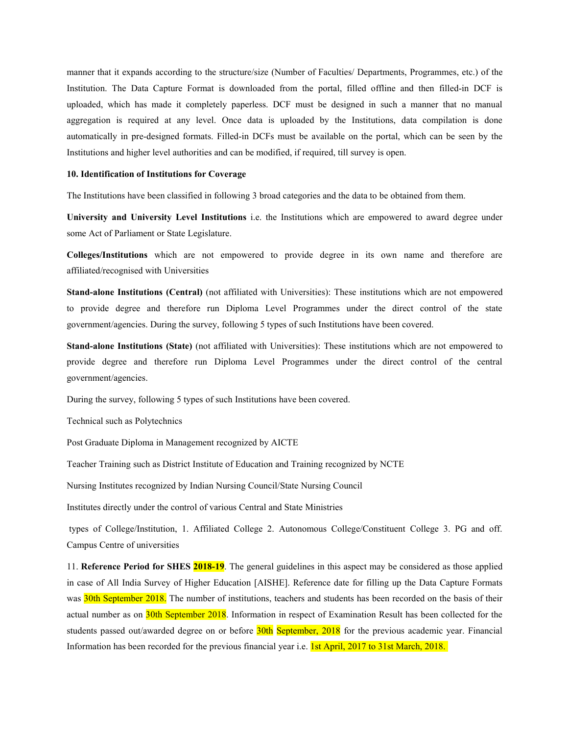manner that it expands according to the structure/size (Number of Faculties/ Departments, Programmes, etc.) of the Institution. The Data Capture Format is downloaded from the portal, filled offline and then filled-in DCF is uploaded, which has made it completely paperless. DCF must be designed in such a manner that no manual aggregation is required at any level. Once data is uploaded by the Institutions, data compilation is done automatically in pre-designed formats. Filled-in DCFs must be available on the portal, which can be seen by the Institutions and higher level authorities and can be modified, if required, till survey is open.

**10. Identification of Institutions for Coverage**

The Institutions have been classified in following 3 broad categories and the data to be obtained from them.

**University and University Level Institutions** i.e. the Institutions which are empowered to award degree under some Act of Parliament or State Legislature.

**Colleges/Institutions** which are not empowered to provide degree in its own name and therefore are affiliated/recognised with Universities

**Stand-alone Institutions (Central)** (not affiliated with Universities): These institutions which are not empowered to provide degree and therefore run Diploma Level Programmes under the direct control of the state government/agencies. During the survey, following 5 types of such Institutions have been covered.

**Stand-alone Institutions (State)** (not affiliated with Universities): These institutions which are not empowered to provide degree and therefore run Diploma Level Programmes under the direct control of the central government/agencies.

During the survey, following 5 types of such Institutions have been covered.

Technical such as Polytechnics

Post Graduate Diploma in Management recognized by AICTE

Teacher Training such as District Institute of Education and Training recognized by NCTE

Nursing Institutes recognized by Indian Nursing Council/State Nursing Council

Institutes directly under the control of various Central and State Ministries

types of College/Institution, 1. Affiliated College 2. Autonomous College/Constituent College 3. PG and off. Campus Centre of universities

11. **Reference Period for SHES 2018-19**. The general guidelines in this aspect may be considered as those applied in case of All India Survey of Higher Education [AISHE]. Reference date for filling up the Data Capture Formats was 30th September 2018. The number of institutions, teachers and students has been recorded on the basis of their actual number as on 30th September 2018. Information in respect of Examination Result has been collected for the students passed out/awarded degree on or before 30th September, 2018 for the previous academic year. Financial Information has been recorded for the previous financial year i.e. 1st April, 2017 to 31st March, 2018.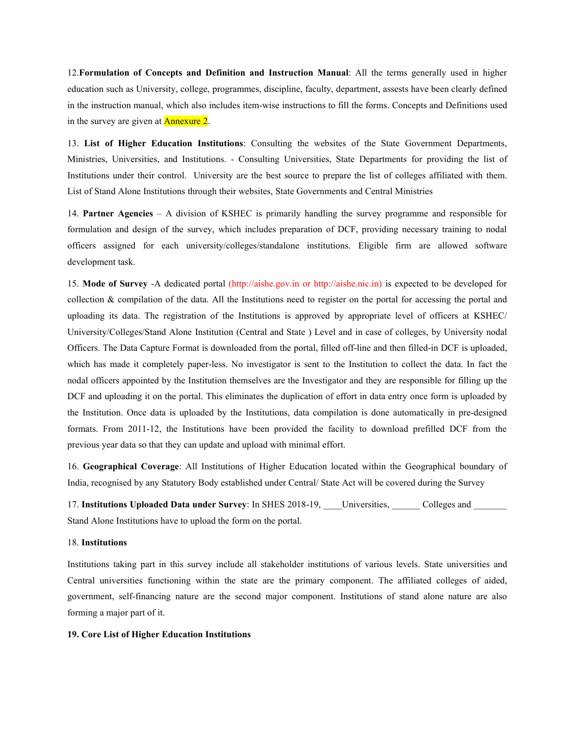12.**Formulation of Concepts and Definition and Instruction Manual**: All the terms generally used in higher education such as University, college, programmes, discipline, faculty, department, assests have been clearly defined in the instruction manual, which also includes item-wise instructions to fill the forms. Concepts and Definitions used in the survey are given at Annexure 2.

13. **List of Higher Education Institutions**: Consulting the websites of the State Government Departments, Ministries, Universities, and Institutions. - Consulting Universities, State Departments for providing the list of Institutions under their control. University are the best source to prepare the list of colleges affiliated with them. List of Stand Alone Institutions through their websites, State Governments and Central Ministries

14. **Partner Agencies** – A division of KSHEC is primarily handling the survey programme and responsible for formulation and design of the survey, which includes preparation of DCF, providing necessary training to nodal officers assigned for each university/colleges/standalone institutions. Eligible firm are allowed software development task.

15. **Mode of Survey** -A dedicated portal (http://aishe.gov.in or http://aishe.nic.in) is expected to be developed for collection & compilation of the data. All the Institutions need to register on the portal for accessing the portal and uploading its data. The registration of the Institutions is approved by appropriate level of officers at KSHEC/ University/Colleges/Stand Alone Institution (Central and State ) Level and in case of colleges, by University nodal Officers. The Data Capture Format is downloaded from the portal, filled off-line and then filled-in DCF is uploaded, which has made it completely paper-less. No investigator is sent to the Institution to collect the data. In fact the nodal officers appointed by the Institution themselves are the Investigator and they are responsible for filling up the DCF and uploading it on the portal. This eliminates the duplication of effort in data entry once form is uploaded by the Institution. Once data is uploaded by the Institutions, data compilation is done automatically in pre-designed formats. From 2011-12, the Institutions have been provided the facility to download prefilled DCF from the previous year data so that they can update and upload with minimal effort.

16. **Geographical Coverage**: All Institutions of Higher Education located within the Geographical boundary of India, recognised by any Statutory Body established under Central/ State Act will be covered during the Survey

17. **Institutions Uploaded Data under Survey**: In SHES 2018-19, ____Universities, ______ Colleges and _______ Stand Alone Institutions have to upload the form on the portal.

18. **Institutions**

Institutions taking part in this survey include all stakeholder institutions of various levels. State universities and Central universities functioning within the state are the primary component. The affiliated colleges of aided, government, self-financing nature are the second major component. Institutions of stand alone nature are also forming a major part of it.

**19. Core List of Higher Education Institutions**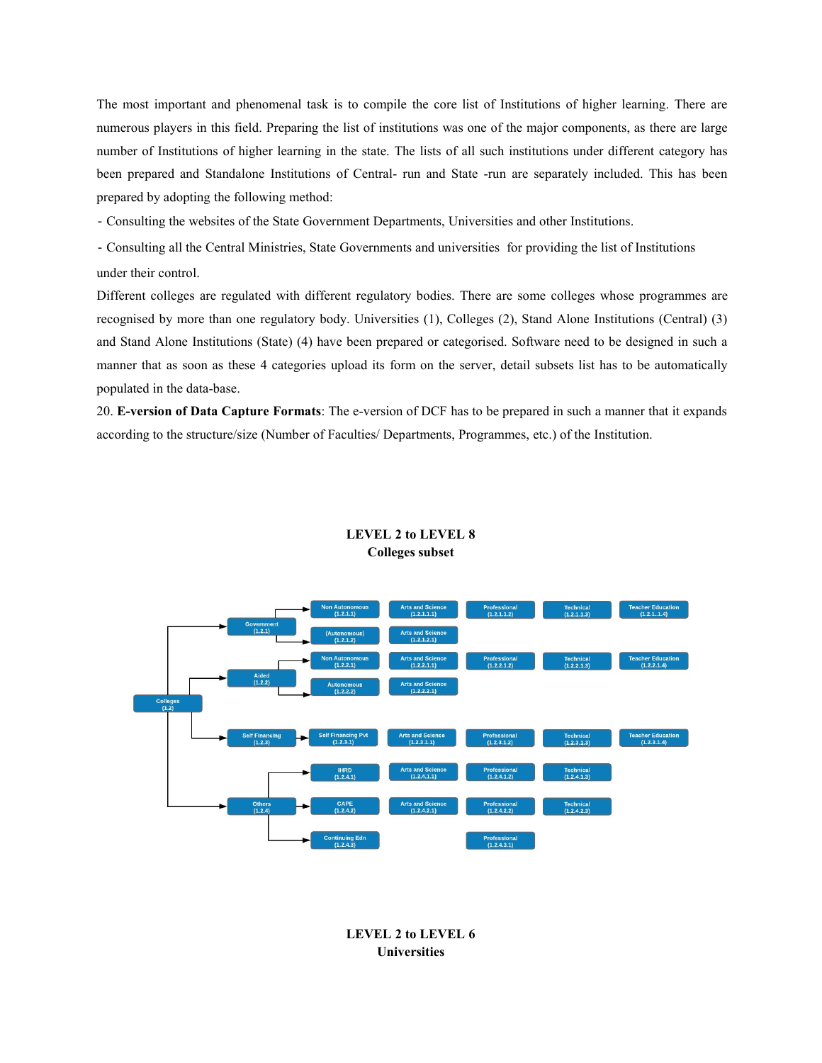The most important and phenomenal task is to compile the core list of Institutions of higher learning. There are numerous players in this field. Preparing the list of institutions was one of the major components, as there are large number of Institutions of higher learning in the state. The lists of all such institutions under different category has been prepared and Standalone Institutions of Central- run and State -run are separately included. This has been prepared by adopting the following method:

- Consulting the websites of the State Government Departments, Universities and other Institutions.
- Consulting all the Central Ministries, State Governments and universities for providing the list of Institutions under their control.

Different colleges are regulated with different regulatory bodies. There are some colleges whose programmes are recognised by more than one regulatory body. Universities (1), Colleges (2), Stand Alone Institutions (Central) (3) and Stand Alone Institutions (State) (4) have been prepared or categorised. Software need to be designed in such a manner that as soon as these 4 categories upload its form on the server, detail subsets list has to be automatically populated in the data-base.

20. **E-version of Data Capture Formats**: The e-version of DCF has to be prepared in such a manner that it expands according to the structure/size (Number of Faculties/ Departments, Programmes, etc.) of the Institution.

**LEVEL 2 to LEVEL 8**
**Colleges subset**

- Colleges (1.2)
  - Government (1.2.1)
    - Non Autonomous (1.2.1.1)
      - Arts and Science (1.2.1.1.1)
      - Professional (1.2.1.1.2)
      - Technical (1.2.1.1.3)
      - Teacher Education (1.2.1..1.4)
    - (Autonomous) (1.2.1.2)
      - Arts and Science (1.2.1.2.1)
  - Aided (1.2.2)
    - Non Autonomous (1.2.2.1)
      - Arts and Science (1.2.2.1.1)
      - Professional (1.2.2.1.2)
      - Technical (1.2.2.1.3)
      - Teacher Education (1.2.2.1.4)
    - Autonomous (1.2.2.2)
      - Arts and Science (1.2.2.2.1)
  - Self Financing (1.2.3)
    - Self Financing Pvt (1.2.3.1)
      - Arts and Science (1.2.3.1.1)
      - Professional (1.2.3.1.2)
      - Technical (1.2.3.1.3)
      - Teacher Education (1.2.3.1.4)
  - Others (1.2.4)
    - IHRD (1.2.4.1)
      - Arts and Science (1.2.4.1.1)
      - Professional (1.2.4.1.2)
      - Technical (1.2.4.1.3)
    - CAPE (1.2.4.2)
      - Arts and Science (1.2.4.2.1)
      - Professional (1.2.4.2.2)
      - Technical (1.2.4.2.3)
    - Continuing Edn (1.2.4.3)
      - Professional (1.2.4.3.1)

**LEVEL 2 to LEVEL 6**
**Universities**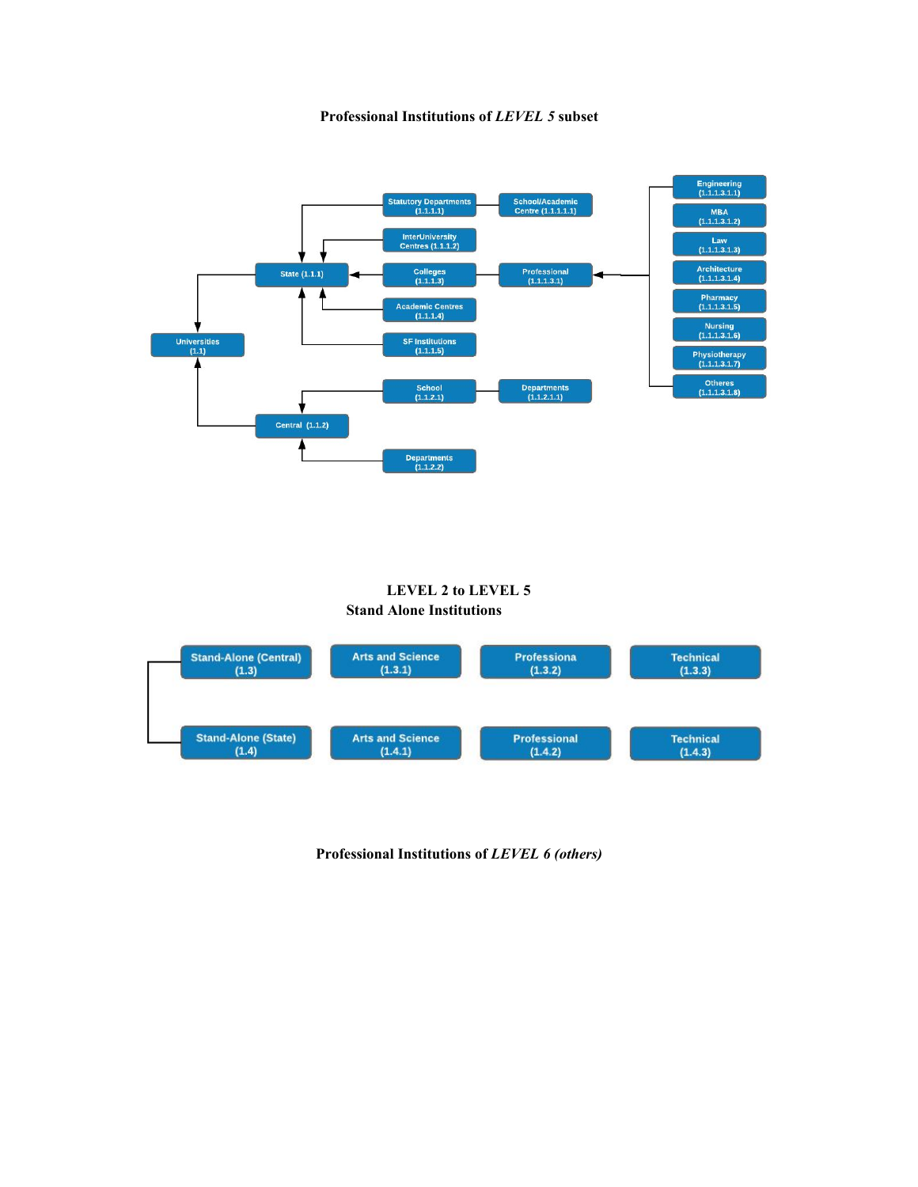**Professional Institutions of *LEVEL 5* subset**

- Universities (1.1)
  - State (1.1.1)
    - Statutory Departments (1.1.1.1)
      - School/Academic Centre (1.1.1.1.1)
    - InterUniversity Centres (1.1.1.2)
    - Colleges (1.1.1.3)
      - Professional (1.1.1.3.1)
        - Engineering (1.1.1.3.1.1)
        - MBA (1.1.1.3.1.2)
        - Law (1.1.1.3.1.3)
        - Architecture (1.1.1.3.1.4)
        - Pharmacy (1.1.1.3.1.5)
        - Nursing (1.1.1.3.1.6)
        - Physiotherapy (1.1.1.3.1.7)
        - Otheres (1.1.1.3.1.8)
    - Academic Centres (1.1.1.4)
    - SF Institutions (1.1.1.5)
  - Central (1.1.2)
    - School (1.1.2.1)
      - Departments (1.1.2.1.1)
    - Departments (1.1.2.2)

**LEVEL 2 to LEVEL 5**

**Stand Alone Institutions**

| | | | |
|---|---|---|---|
| Stand-Alone (Central) (1.3) | Arts and Science (1.3.1) | Professiona (1.3.2) | Technical (1.3.3) |
| Stand-Alone (State) (1.4) | Arts and Science (1.4.1) | Professional (1.4.2) | Technical (1.4.3) |

**Professional Institutions of *LEVEL 6 (others)***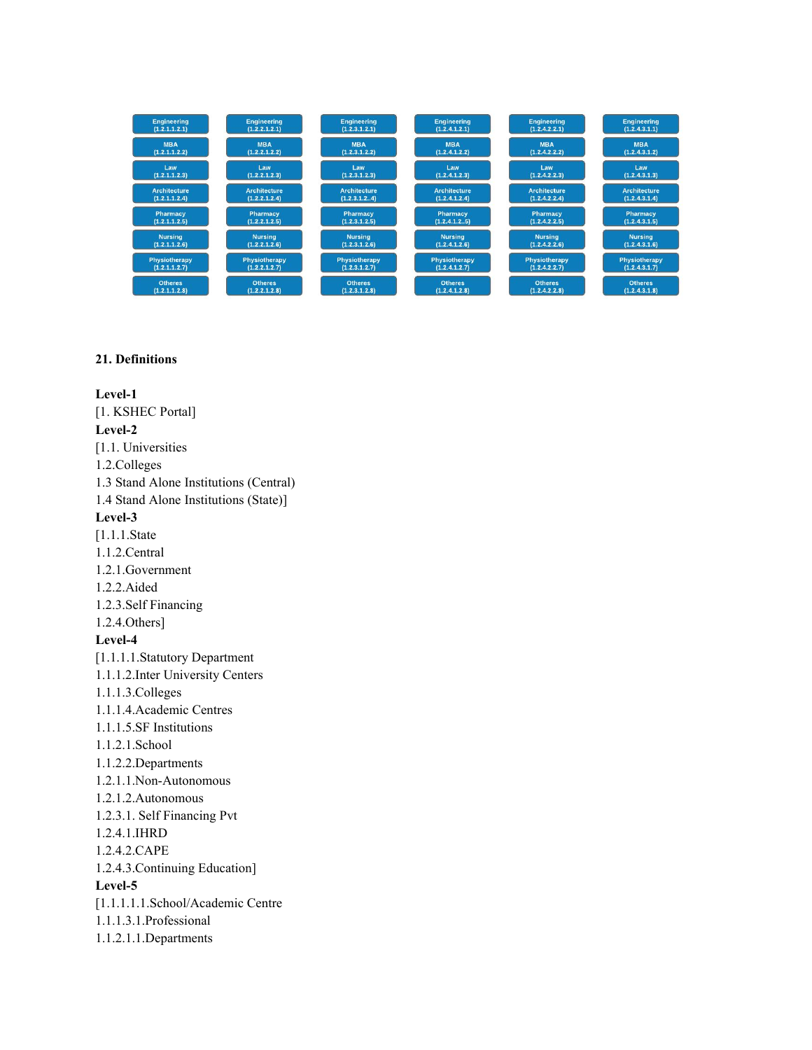| Engineering (1.2.1.1.2.1) | Engineering (1.2.2.1.2.1) | Engineering (1.2.3.1.2.1) | Engineering (1.2.4.1.2.1) | Engineering (1.2.4.2.2.1) | Engineering (1.2.4.3.1.1) |
|---|---|---|---|---|---|
| MBA (1.2.1.1.2.2) | MBA (1.2.2.1.2.2) | MBA (1.2.3.1.2.2) | MBA (1.2.4.1.2.2) | MBA (1.2.4.2.2.2) | MBA (1.2.4.3.1.2) |
| Law (1.2.1.1.2.3) | Law (1.2.2.1.2.3) | Law (1.2.3.1.2.3) | Law (1.2.4.1.2.3) | Law (1.2.4.2.2.3) | Law (1.2.4.3.1.3) |
| Architecture (1.2.1.1.2.4) | Architecture (1.2.2.1.2.4) | Architecture (1.2.3.1.2..4) | Architecture (1.2.4.1.2.4) | Architecture (1.2.4.2.2.4) | Architecture (1.2.4.3.1.4) |
| Pharmacy (1.2.1.1.2.5) | Pharmacy (1.2.2.1.2.5) | Pharmacy (1.2.3.1.2.5) | Pharmacy (1.2.4.1.2..5) | Pharmacy (1.2.4.2.2.5) | Pharmacy (1.2.4.3.1.5) |
| Nursing (1.2.1.1.2.6) | Nursing (1.2.2.1.2.6) | Nursing (1.2.3.1.2.6) | Nursing (1.2.4.1.2.6) | Nursing (1.2.4.2.2.6) | Nursing (1.2.4.3.1.6) |
| Physiotherapy (1.2.1.1.2.7) | Physiotherapy (1.2.2.1.2.7) | Physiotherapy (1.2.3.1.2.7) | Physiotherapy (1.2.4.1.2.7) | Physiotherapy (1.2.4.2.2.7) | Physiotherapy (1.2.4.3.1.7) |
| Otheres (1.2.1.1.2.8) | Otheres (1.2.2.1.2.8) | Otheres (1.2.3.1.2.8) | Otheres (1.2.4.1.2.8) | Otheres (1.2.4.2.2.8) | Otheres (1.2.4.3.1.8) |

**21. Definitions**

**Level-1**
[1. KSHEC Portal]

**Level-2**
[1.1. Universities
1.2.Colleges
1.3 Stand Alone Institutions (Central)
1.4 Stand Alone Institutions (State)]

**Level-3**
[1.1.1.State
1.1.2.Central
1.2.1.Government
1.2.2.Aided
1.2.3.Self Financing
1.2.4.Others]

**Level-4**
[1.1.1.1.Statutory Department
1.1.1.2.Inter University Centers
1.1.1.3.Colleges
1.1.1.4.Academic Centres
1.1.1.5.SF Institutions
1.1.2.1.School
1.1.2.2.Departments
1.2.1.1.Non-Autonomous
1.2.1.2.Autonomous
1.2.3.1. Self Financing Pvt
1.2.4.1.IHRD
1.2.4.2.CAPE
1.2.4.3.Continuing Education]

**Level-5**
[1.1.1.1.1.School/Academic Centre
1.1.1.3.1.Professional
1.1.2.1.1.Departments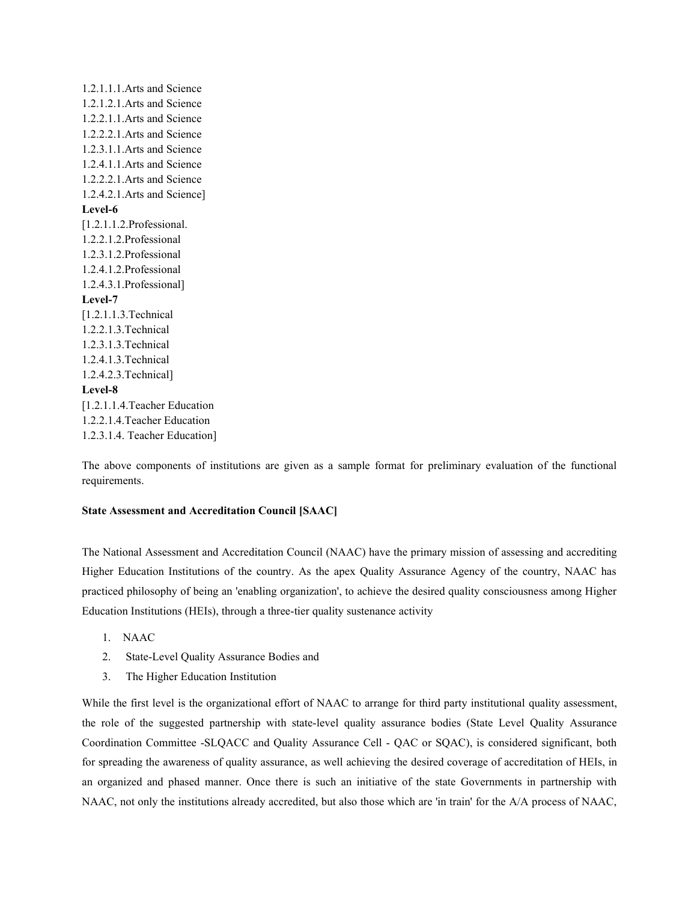1.2.1.1.1.Arts and Science
1.2.1.2.1.Arts and Science
1.2.2.1.1.Arts and Science
1.2.2.2.1.Arts and Science
1.2.3.1.1.Arts and Science
1.2.4.1.1.Arts and Science
1.2.2.2.1.Arts and Science
1.2.4.2.1.Arts and Science]

**Level-6**

[1.2.1.1.2.Professional.
1.2.2.1.2.Professional
1.2.3.1.2.Professional
1.2.4.1.2.Professional
1.2.4.3.1.Professional]

**Level-7**

[1.2.1.1.3.Technical
1.2.2.1.3.Technical
1.2.3.1.3.Technical
1.2.4.1.3.Technical
1.2.4.2.3.Technical]

**Level-8**

[1.2.1.1.4.Teacher Education
1.2.2.1.4.Teacher Education
1.2.3.1.4. Teacher Education]

The above components of institutions are given as a sample format for preliminary evaluation of the functional requirements.

**State Assessment and Accreditation Council [SAAC]**

The National Assessment and Accreditation Council (NAAC) have the primary mission of assessing and accrediting Higher Education Institutions of the country. As the apex Quality Assurance Agency of the country, NAAC has practiced philosophy of being an 'enabling organization', to achieve the desired quality consciousness among Higher Education Institutions (HEIs), through a three-tier quality sustenance activity

1. NAAC
2. State-Level Quality Assurance Bodies and
3. The Higher Education Institution

While the first level is the organizational effort of NAAC to arrange for third party institutional quality assessment, the role of the suggested partnership with state-level quality assurance bodies (State Level Quality Assurance Coordination Committee -SLQACC and Quality Assurance Cell - QAC or SQAC), is considered significant, both for spreading the awareness of quality assurance, as well achieving the desired coverage of accreditation of HEIs, in an organized and phased manner. Once there is such an initiative of the state Governments in partnership with NAAC, not only the institutions already accredited, but also those which are 'in train' for the A/A process of NAAC,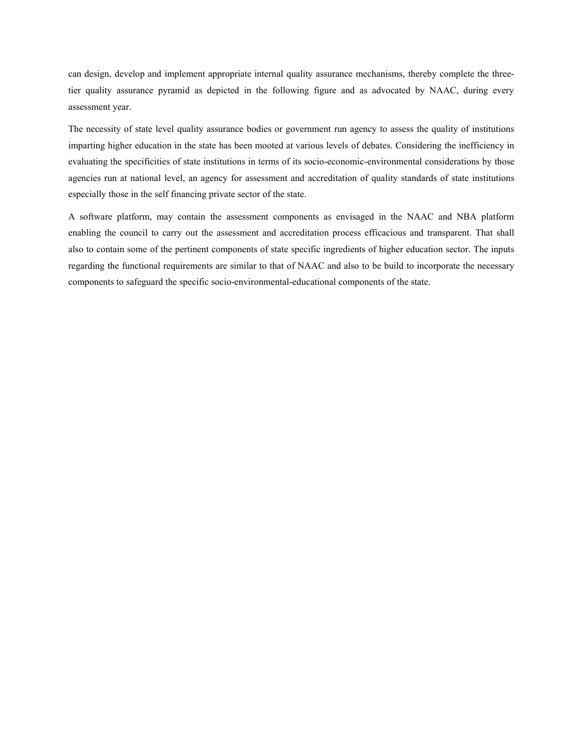can design, develop and implement appropriate internal quality assurance mechanisms, thereby complete the three-tier quality assurance pyramid as depicted in the following figure and as advocated by NAAC, during every assessment year.

The necessity of state level quality assurance bodies or government run agency to assess the quality of institutions imparting higher education in the state has been mooted at various levels of debates. Considering the inefficiency in evaluating the specificities of state institutions in terms of its socio-economic-environmental considerations by those agencies run at national level, an agency for assessment and accreditation of quality standards of state institutions especially those in the self financing private sector of the state.

A software platform, may contain the assessment components as envisaged in the NAAC and NBA platform enabling the council to carry out the assessment and accreditation process efficacious and transparent. That shall also to contain some of the pertinent components of state specific ingredients of higher education sector. The inputs regarding the functional requirements are similar to that of NAAC and also to be build to incorporate the necessary components to safeguard the specific socio-environmental-educational components of the state.